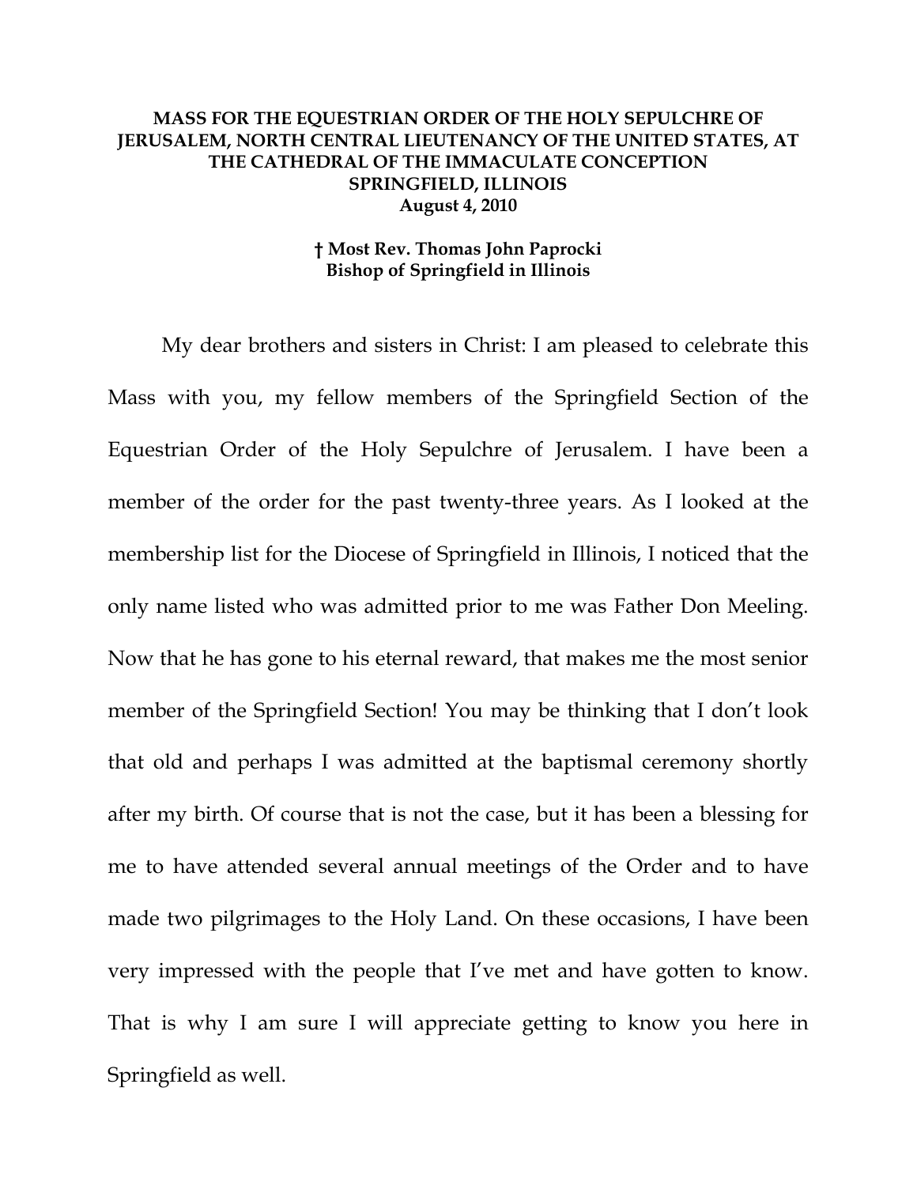**MASS FOR THE EQUESTRIAN ORDER OF THE HOLY SEPULCHRE OF JERUSALEM, NORTH CENTRAL LIEUTENANCY OF THE UNITED STATES, AT THE CATHEDRAL OF THE IMMACULATE CONCEPTION SPRINGFIELD, ILLINOIS**
**August 4, 2010**

**† Most Rev. Thomas John Paprocki**
**Bishop of Springfield in Illinois**

My dear brothers and sisters in Christ: I am pleased to celebrate this Mass with you, my fellow members of the Springfield Section of the Equestrian Order of the Holy Sepulchre of Jerusalem. I have been a member of the order for the past twenty-three years. As I looked at the membership list for the Diocese of Springfield in Illinois, I noticed that the only name listed who was admitted prior to me was Father Don Meeling. Now that he has gone to his eternal reward, that makes me the most senior member of the Springfield Section! You may be thinking that I don't look that old and perhaps I was admitted at the baptismal ceremony shortly after my birth. Of course that is not the case, but it has been a blessing for me to have attended several annual meetings of the Order and to have made two pilgrimages to the Holy Land. On these occasions, I have been very impressed with the people that I've met and have gotten to know. That is why I am sure I will appreciate getting to know you here in Springfield as well.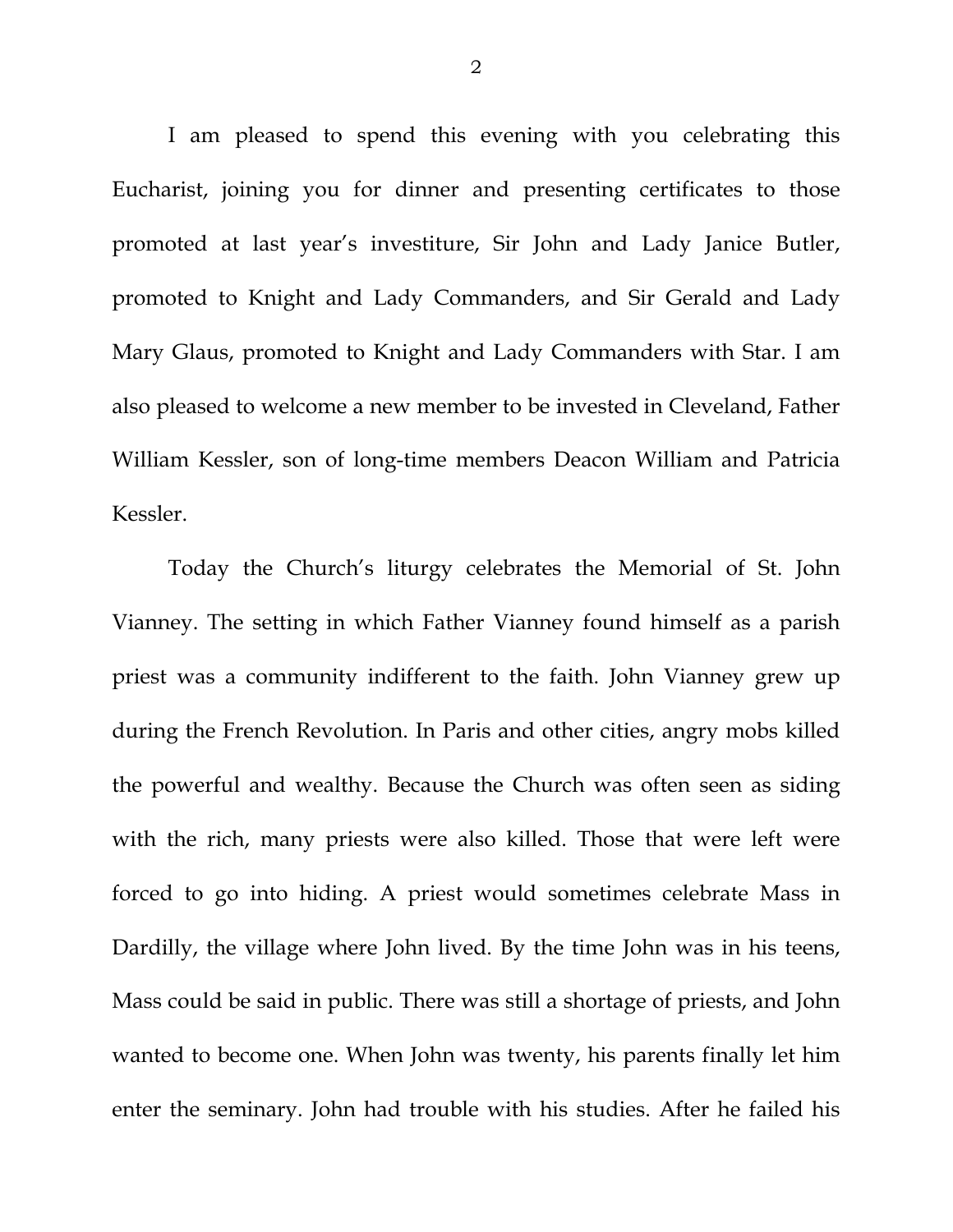I am pleased to spend this evening with you celebrating this Eucharist, joining you for dinner and presenting certificates to those promoted at last year's investiture, Sir John and Lady Janice Butler, promoted to Knight and Lady Commanders, and Sir Gerald and Lady Mary Glaus, promoted to Knight and Lady Commanders with Star. I am also pleased to welcome a new member to be invested in Cleveland, Father William Kessler, son of long-time members Deacon William and Patricia Kessler.

Today the Church's liturgy celebrates the Memorial of St. John Vianney. The setting in which Father Vianney found himself as a parish priest was a community indifferent to the faith. John Vianney grew up during the French Revolution. In Paris and other cities, angry mobs killed the powerful and wealthy. Because the Church was often seen as siding with the rich, many priests were also killed. Those that were left were forced to go into hiding. A priest would sometimes celebrate Mass in Dardilly, the village where John lived. By the time John was in his teens, Mass could be said in public. There was still a shortage of priests, and John wanted to become one. When John was twenty, his parents finally let him enter the seminary. John had trouble with his studies. After he failed his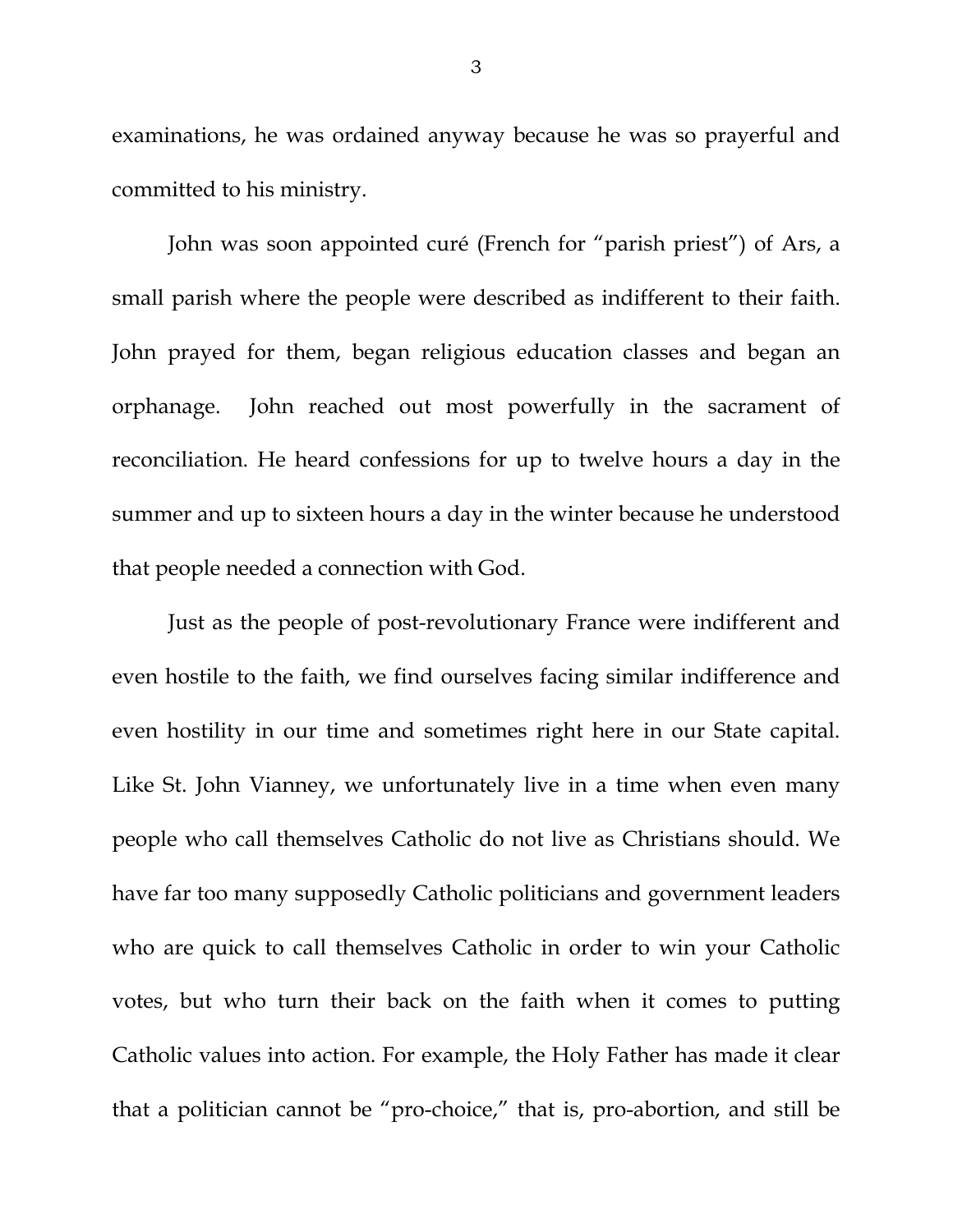examinations, he was ordained anyway because he was so prayerful and committed to his ministry.

John was soon appointed curé (French for "parish priest") of Ars, a small parish where the people were described as indifferent to their faith. John prayed for them, began religious education classes and began an orphanage. John reached out most powerfully in the sacrament of reconciliation. He heard confessions for up to twelve hours a day in the summer and up to sixteen hours a day in the winter because he understood that people needed a connection with God.

Just as the people of post-revolutionary France were indifferent and even hostile to the faith, we find ourselves facing similar indifference and even hostility in our time and sometimes right here in our State capital. Like St. John Vianney, we unfortunately live in a time when even many people who call themselves Catholic do not live as Christians should. We have far too many supposedly Catholic politicians and government leaders who are quick to call themselves Catholic in order to win your Catholic votes, but who turn their back on the faith when it comes to putting Catholic values into action. For example, the Holy Father has made it clear that a politician cannot be "pro-choice," that is, pro-abortion, and still be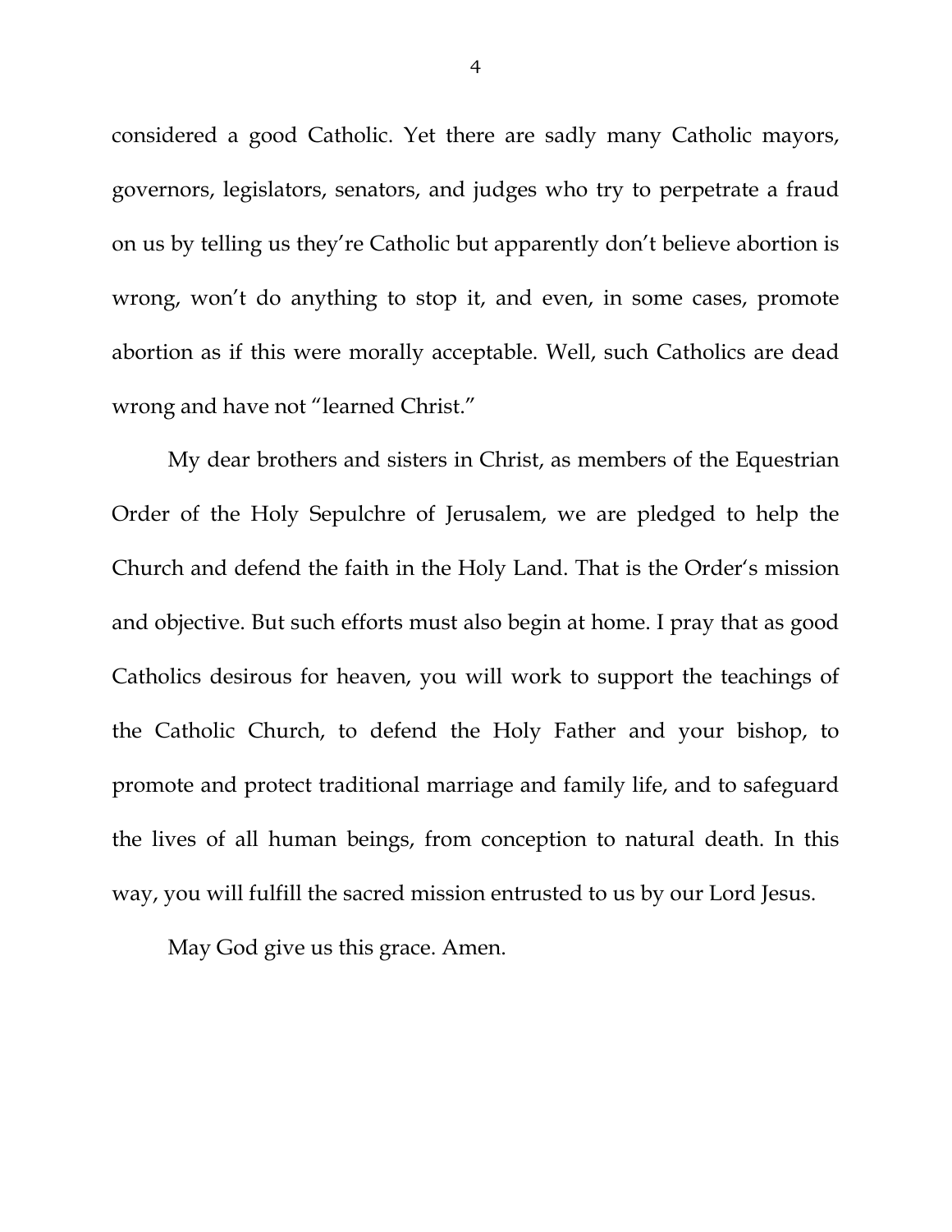considered a good Catholic. Yet there are sadly many Catholic mayors, governors, legislators, senators, and judges who try to perpetrate a fraud on us by telling us they're Catholic but apparently don't believe abortion is wrong, won't do anything to stop it, and even, in some cases, promote abortion as if this were morally acceptable. Well, such Catholics are dead wrong and have not "learned Christ."

My dear brothers and sisters in Christ, as members of the Equestrian Order of the Holy Sepulchre of Jerusalem, we are pledged to help the Church and defend the faith in the Holy Land. That is the Order's mission and objective. But such efforts must also begin at home. I pray that as good Catholics desirous for heaven, you will work to support the teachings of the Catholic Church, to defend the Holy Father and your bishop, to promote and protect traditional marriage and family life, and to safeguard the lives of all human beings, from conception to natural death. In this way, you will fulfill the sacred mission entrusted to us by our Lord Jesus.

May God give us this grace. Amen.